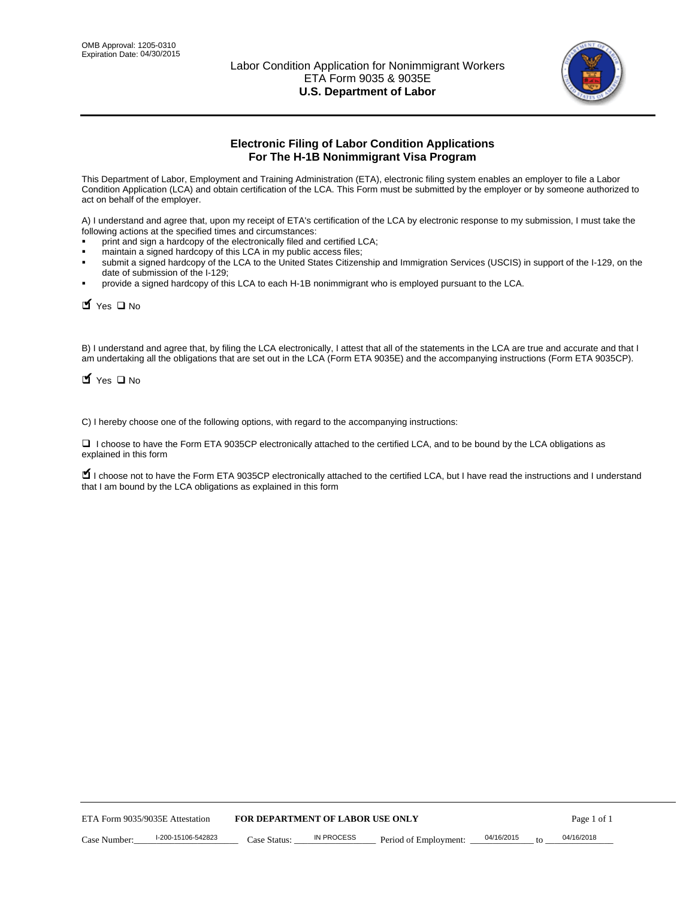OMB Approval: 1205-0310
Expiration Date: 04/30/2015

# Labor Condition Application for Nonimmigrant Workers
## ETA Form 9035 & 9035E
## **U.S. Department of Labor**

## Electronic Filing of Labor Condition Applications For The H-1B Nonimmigrant Visa Program

This Department of Labor, Employment and Training Administration (ETA), electronic filing system enables an employer to file a Labor Condition Application (LCA) and obtain certification of the LCA. This Form must be submitted by the employer or by someone authorized to act on behalf of the employer.

A) I understand and agree that, upon my receipt of ETA's certification of the LCA by electronic response to my submission, I must take the following actions at the specified times and circumstances:

- print and sign a hardcopy of the electronically filed and certified LCA;
- maintain a signed hardcopy of this LCA in my public access files;
- submit a signed hardcopy of the LCA to the United States Citizenship and Immigration Services (USCIS) in support of the I-129, on the date of submission of the I-129;
- provide a signed hardcopy of this LCA to each H-1B nonimmigrant who is employed pursuant to the LCA.

☑ Yes ☐ No

B) I understand and agree that, by filing the LCA electronically, I attest that all of the statements in the LCA are true and accurate and that I am undertaking all the obligations that are set out in the LCA (Form ETA 9035E) and the accompanying instructions (Form ETA 9035CP).

☑ Yes ☐ No

C) I hereby choose one of the following options, with regard to the accompanying instructions:

☐ I choose to have the Form ETA 9035CP electronically attached to the certified LCA, and to be bound by the LCA obligations as explained in this form

☑ I choose not to have the Form ETA 9035CP electronically attached to the certified LCA, but I have read the instructions and I understand that I am bound by the LCA obligations as explained in this form

ETA Form 9035/9035E Attestation **FOR DEPARTMENT OF LABOR USE ONLY**

Case Number: I-200-15106-542823 Case Status: IN PROCESS Period of Employment: 04/16/2015 to 04/16/2018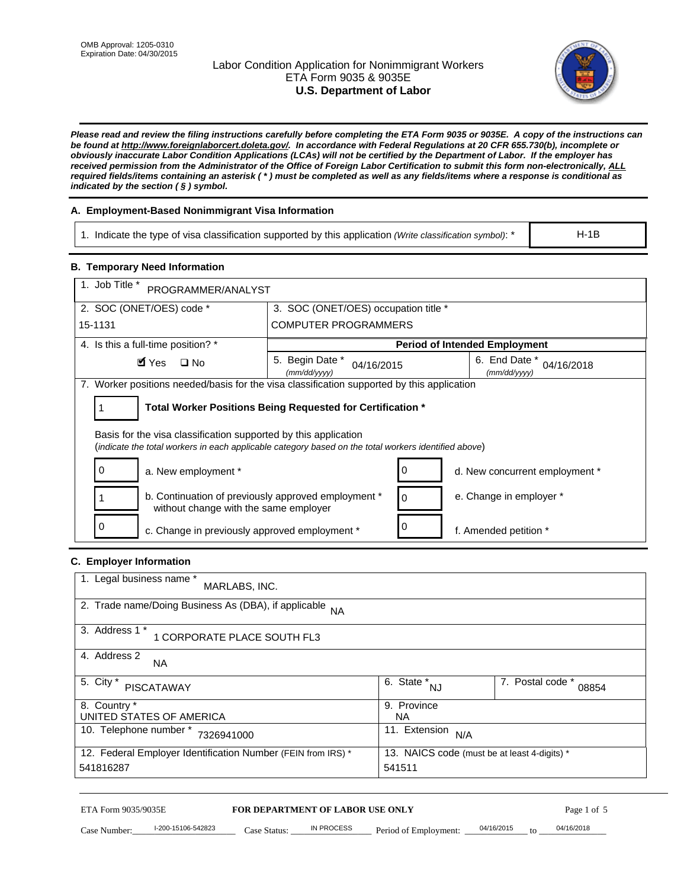OMB Approval: 1205-0310
Expiration Date: 04/30/2015

# Labor Condition Application for Nonimmigrant Workers
## ETA Form 9035 & 9035E
## U.S. Department of Labor

***Please read and review the filing instructions carefully before completing the ETA Form 9035 or 9035E. A copy of the instructions can be found at http://www.foreignlaborcert.doleta.gov/. In accordance with Federal Regulations at 20 CFR 655.730(b), incomplete or obviously inaccurate Labor Condition Applications (LCAs) will not be certified by the Department of Labor. If the employer has received permission from the Administrator of the Office of Foreign Labor Certification to submit this form non-electronically, ALL required fields/items containing an asterisk ( * ) must be completed as well as any fields/items where a response is conditional as indicated by the section ( § ) symbol.***

### A. Employment-Based Nonimmigrant Visa Information

| 1. Indicate the type of visa classification supported by this application *(Write classification symbol)*: * | H-1B |
|---|---|

### B. Temporary Need Information

| 1. Job Title * PROGRAMMER/ANALYST | | |
|---|---|---|
| 2. SOC (ONET/OES) code * 15-1131 | 3. SOC (ONET/OES) occupation title * COMPUTER PROGRAMMERS | |
| 4. Is this a full-time position? * | **Period of Intended Employment** | |
| ☑ Yes ☐ No | 5. Begin Date * *(mm/dd/yyyy)* 04/16/2015 | 6. End Date * *(mm/dd/yyyy)* 04/16/2018 |

7. Worker positions needed/basis for the visa classification supported by this application

1 — **Total Worker Positions Being Requested for Certification ***

Basis for the visa classification supported by this application
(*indicate the total workers in each applicable category based on the total workers identified above*)

| | | | |
|---|---|---|---|
| 0 | a. New employment * | 0 | d. New concurrent employment * |
| 1 | b. Continuation of previously approved employment * without change with the same employer | 0 | e. Change in employer * |
| 0 | c. Change in previously approved employment * | 0 | f. Amended petition * |

### C. Employer Information

| 1. Legal business name * MARLABS, INC. | | |
|---|---|---|
| 2. Trade name/Doing Business As (DBA), if applicable NA | | |
| 3. Address 1 * 1 CORPORATE PLACE SOUTH FL3 | | |
| 4. Address 2 NA | | |
| 5. City * PISCATAWAY | 6. State * NJ | 7. Postal code * 08854 |
| 8. Country * UNITED STATES OF AMERICA | 9. Province NA | |
| 10. Telephone number * 7326941000 | 11. Extension N/A | |
| 12. Federal Employer Identification Number (FEIN from IRS) * 541816287 | 13. NAICS code (must be at least 4-digits) * 541511 | |

ETA Form 9035/9035E — **FOR DEPARTMENT OF LABOR USE ONLY**

Case Number: I-200-15106-542823 Case Status: IN PROCESS Period of Employment: 04/16/2015 to 04/16/2018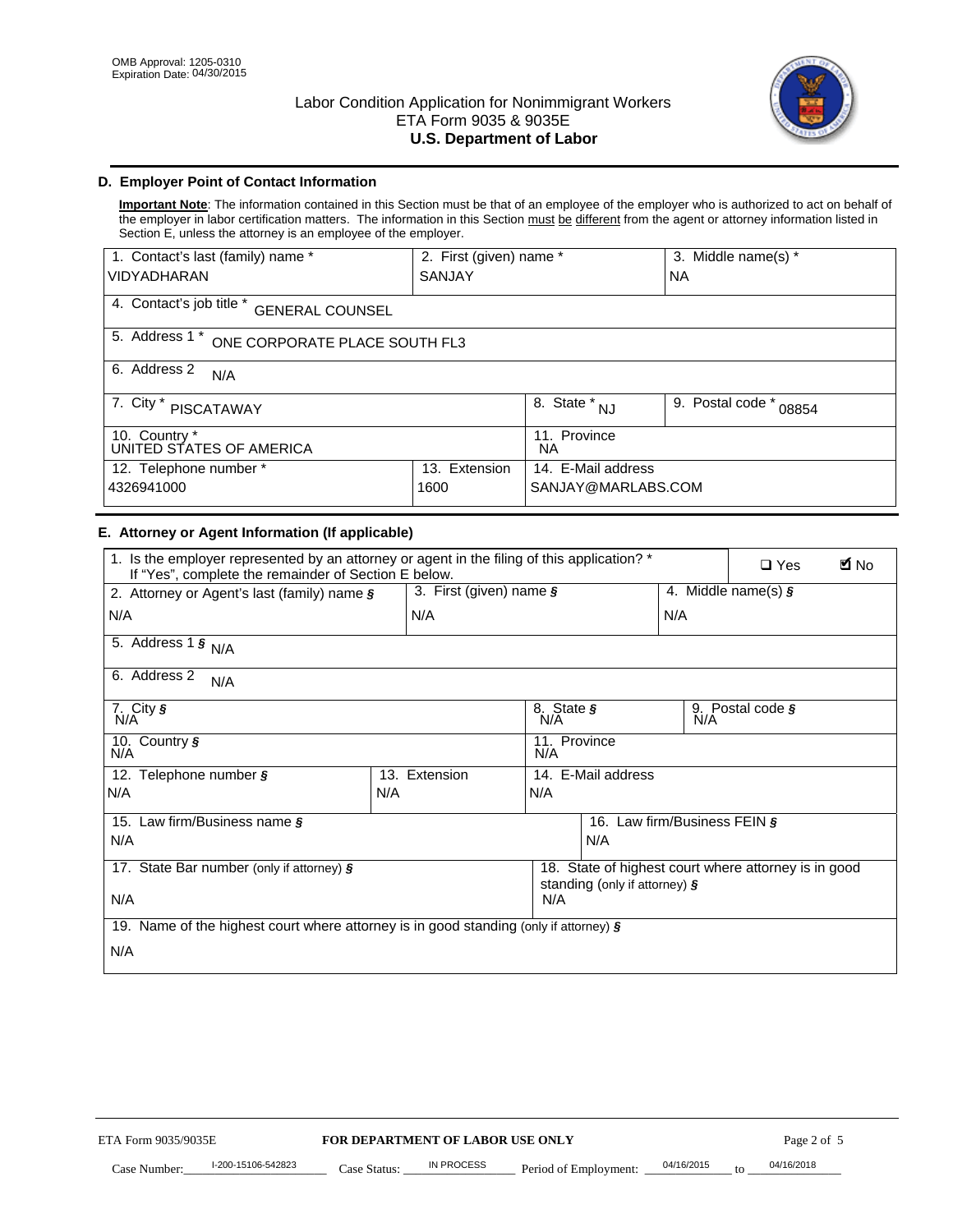OMB Approval: 1205-0310
Expiration Date: 04/30/2015

# Labor Condition Application for Nonimmigrant Workers
## ETA Form 9035 & 9035E
## U.S. Department of Labor

### D. Employer Point of Contact Information

**Important Note**: The information contained in this Section must be that of an employee of the employer who is authorized to act on behalf of the employer in labor certification matters. The information in this Section must be different from the agent or attorney information listed in Section E, unless the attorney is an employee of the employer.

| 1. Contact's last (family) name * | 2. First (given) name * | 3. Middle name(s) * |
|---|---|---|
| VIDYADHARAN | SANJAY | NA |

4. Contact's job title * GENERAL COUNSEL

5. Address 1 * ONE CORPORATE PLACE SOUTH FL3

6. Address 2 N/A

| 7. City * PISCATAWAY | 8. State * NJ | 9. Postal code * 08854 |
|---|---|---|

| 10. Country * | 11. Province |
|---|---|
| UNITED STATES OF AMERICA | NA |

| 12. Telephone number * | 13. Extension | 14. E-Mail address |
|---|---|---|
| 4326941000 | 1600 | SANJAY@MARLABS.COM |

### E. Attorney or Agent Information (If applicable)

1. Is the employer represented by an attorney or agent in the filing of this application? * If "Yes", complete the remainder of Section E below. ☐ Yes ☑ No

| 2. Attorney or Agent's last (family) name § | 3. First (given) name § | 4. Middle name(s) § |
|---|---|---|
| N/A | N/A | N/A |

5. Address 1 § N/A

6. Address 2 N/A

| 7. City § | 8. State § | 9. Postal code § |
|---|---|---|
| N/A | N/A | N/A |

| 10. Country § | 11. Province |
|---|---|
| N/A | N/A |

| 12. Telephone number § | 13. Extension | 14. E-Mail address |
|---|---|---|
| N/A | N/A | N/A |

| 15. Law firm/Business name § | 16. Law firm/Business FEIN § |
|---|---|
| N/A | N/A |

| 17. State Bar number (only if attorney) § | 18. State of highest court where attorney is in good standing (only if attorney) § |
|---|---|
| N/A | N/A |

19. Name of the highest court where attorney is in good standing (only if attorney) §

N/A

ETA Form 9035/9035E **FOR DEPARTMENT OF LABOR USE ONLY**

Case Number: I-200-15106-542823 Case Status: IN PROCESS Period of Employment: 04/16/2015 to 04/16/2018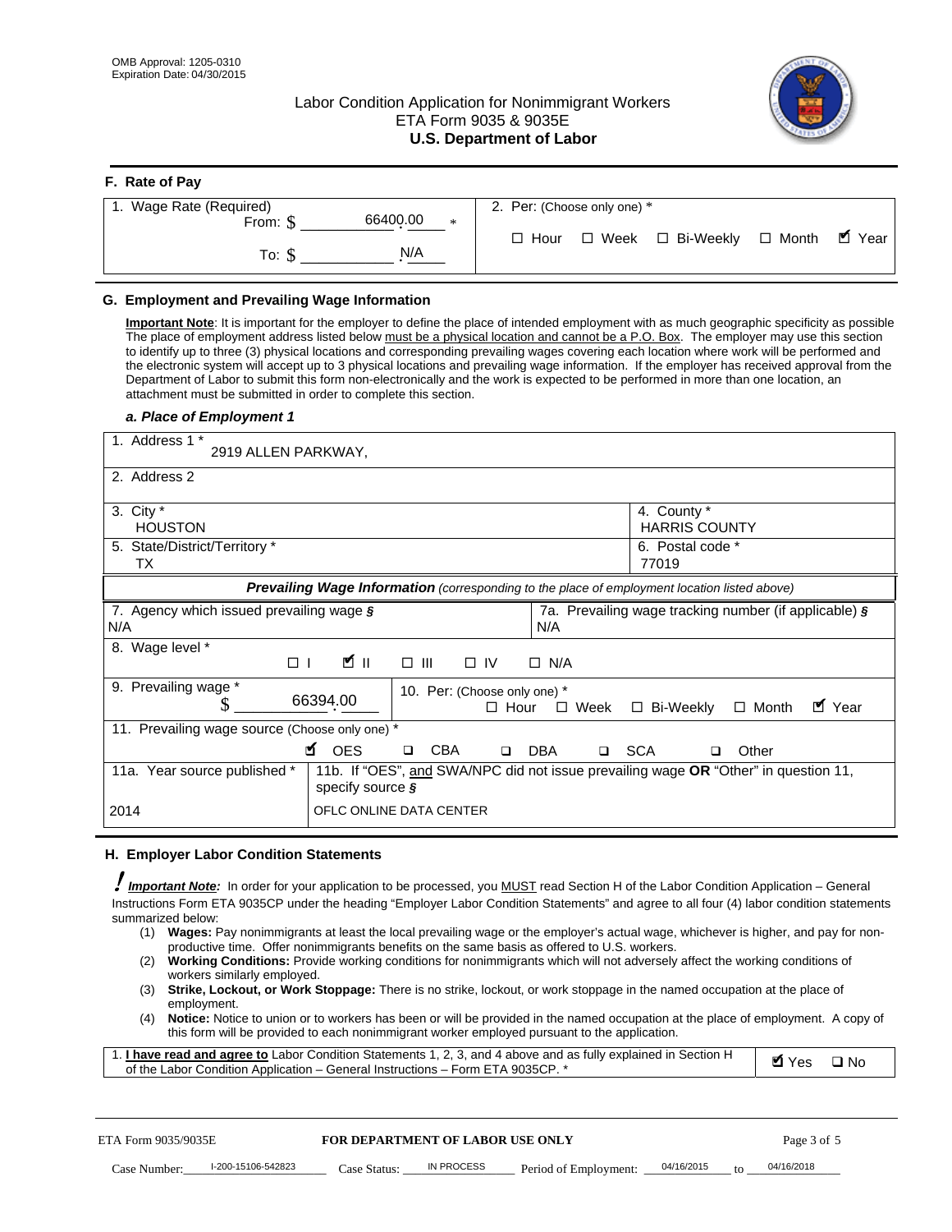OMB Approval: 1205-0310
Expiration Date: 04/30/2015

# Labor Condition Application for Nonimmigrant Workers
## ETA Form 9035 & 9035E
## U.S. Department of Labor

### F. Rate of Pay

| 1. Wage Rate (Required) | 2. Per: (Choose only one) * |
|---|---|
| From: $ 66400.00 * | ☐ Hour ☐ Week ☐ Bi-Weekly ☐ Month ☑ Year |
| To: $ N/A | |

### G. Employment and Prevailing Wage Information

**Important Note**: It is important for the employer to define the place of intended employment with as much geographic specificity as possible The place of employment address listed below must be a physical location and cannot be a P.O. Box. The employer may use this section to identify up to three (3) physical locations and corresponding prevailing wages covering each location where work will be performed and the electronic system will accept up to 3 physical locations and prevailing wage information. If the employer has received approval from the Department of Labor to submit this form non-electronically and the work is expected to be performed in more than one location, an attachment must be submitted in order to complete this section.

#### *a. Place of Employment 1*

| | |
|---|---|
| 1. Address 1 * 2919 ALLEN PARKWAY, | |
| 2. Address 2 | |
| 3. City * HOUSTON | 4. County * HARRIS COUNTY |
| 5. State/District/Territory * TX | 6. Postal code * 77019 |

***Prevailing Wage Information*** *(corresponding to the place of employment location listed above)*

| | |
|---|---|
| 7. Agency which issued prevailing wage § N/A | 7a. Prevailing wage tracking number (if applicable) § N/A |
| 8. Wage level * ☐ I ☑ II ☐ III ☐ IV ☐ N/A | |
| 9. Prevailing wage * $ 66394.00 | 10. Per: (Choose only one) * ☐ Hour ☐ Week ☐ Bi-Weekly ☐ Month ☑ Year |
| 11. Prevailing wage source (Choose only one) * ☑ OES ☐ CBA ☐ DBA ☐ SCA ☐ Other | |
| 11a. Year source published * 2014 | 11b. If "OES", and SWA/NPC did not issue prevailing wage **OR** "Other" in question 11, specify source § OFLC ONLINE DATA CENTER |

### H. Employer Labor Condition Statements

***Important Note:*** In order for your application to be processed, you MUST read Section H of the Labor Condition Application – General Instructions Form ETA 9035CP under the heading "Employer Labor Condition Statements" and agree to all four (4) labor condition statements summarized below:

(1) **Wages:** Pay nonimmigrants at least the local prevailing wage or the employer's actual wage, whichever is higher, and pay for non-productive time. Offer nonimmigrants benefits on the same basis as offered to U.S. workers.
(2) **Working Conditions:** Provide working conditions for nonimmigrants which will not adversely affect the working conditions of workers similarly employed.
(3) **Strike, Lockout, or Work Stoppage:** There is no strike, lockout, or work stoppage in the named occupation at the place of employment.
(4) **Notice:** Notice to union or to workers has been or will be provided in the named occupation at the place of employment. A copy of this form will be provided to each nonimmigrant worker employed pursuant to the application.

| | |
|---|---|
| 1. **I have read and agree to** Labor Condition Statements 1, 2, 3, and 4 above and as fully explained in Section H of the Labor Condition Application – General Instructions – Form ETA 9035CP. * | ☑ Yes ☐ No |

ETA Form 9035/9035E — **FOR DEPARTMENT OF LABOR USE ONLY**

Case Number: I-200-15106-542823 Case Status: IN PROCESS Period of Employment: 04/16/2015 to 04/16/2018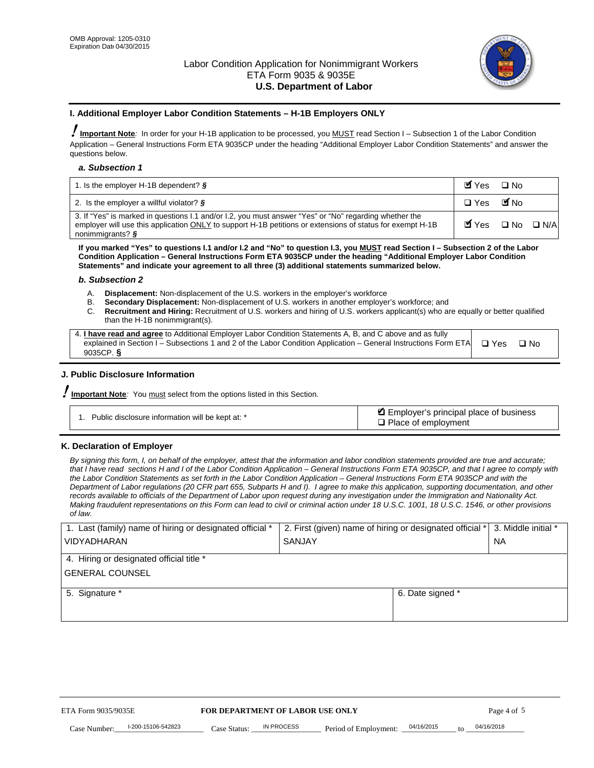OMB Approval: 1205-0310
Expiration Date 04/30/2015

# Labor Condition Application for Nonimmigrant Workers
ETA Form 9035 & 9035E
**U.S. Department of Labor**

## I. Additional Employer Labor Condition Statements – H-1B Employers ONLY

**Important Note**: In order for your H-1B application to be processed, you MUST read Section I – Subsection 1 of the Labor Condition Application – General Instructions Form ETA 9035CP under the heading "Additional Employer Labor Condition Statements" and answer the questions below.

### a. Subsection 1

| | |
|---|---|
| 1. Is the employer H-1B dependent? § | ☑ Yes ☐ No |
| 2. Is the employer a willful violator? § | ☐ Yes ☑ No |
| 3. If "Yes" is marked in questions I.1 and/or I.2, you must answer "Yes" or "No" regarding whether the employer will use this application ONLY to support H-1B petitions or extensions of status for exempt H-1B nonimmigrants? § | ☑ Yes ☐ No ☐ N/A |

**If you marked "Yes" to questions I.1 and/or I.2 and "No" to question I.3, you MUST read Section I – Subsection 2 of the Labor Condition Application – General Instructions Form ETA 9035CP under the heading "Additional Employer Labor Condition Statements" and indicate your agreement to all three (3) additional statements summarized below.**

### b. Subsection 2

A. **Displacement:** Non-displacement of the U.S. workers in the employer's workforce
B. **Secondary Displacement:** Non-displacement of U.S. workers in another employer's workforce; and
C. **Recruitment and Hiring:** Recruitment of U.S. workers and hiring of U.S. workers applicant(s) who are equally or better qualified than the H-1B nonimmigrant(s).

| | |
|---|---|
| 4. **I have read and agree** to Additional Employer Labor Condition Statements A, B, and C above and as fully explained in Section I – Subsections 1 and 2 of the Labor Condition Application – General Instructions Form ETA 9035CP. § | ☐ Yes ☐ No |

## J. Public Disclosure Information

**Important Note**: You must select from the options listed in this Section.

| | |
|---|---|
| 1. Public disclosure information will be kept at: * | ☑ Employer's principal place of business<br>☐ Place of employment |

## K. Declaration of Employer

*By signing this form, I, on behalf of the employer, attest that the information and labor condition statements provided are true and accurate; that I have read sections H and I of the Labor Condition Application – General Instructions Form ETA 9035CP, and that I agree to comply with the Labor Condition Statements as set forth in the Labor Condition Application – General Instructions Form ETA 9035CP and with the Department of Labor regulations (20 CFR part 655, Subparts H and I). I agree to make this application, supporting documentation, and other records available to officials of the Department of Labor upon request during any investigation under the Immigration and Nationality Act. Making fraudulent representations on this Form can lead to civil or criminal action under 18 U.S.C. 1001, 18 U.S.C. 1546, or other provisions of law.*

| 1. Last (family) name of hiring or designated official * | 2. First (given) name of hiring or designated official * | 3. Middle initial * |
|---|---|---|
| VIDYADHARAN | SANJAY | NA |
| 4. Hiring or designated official title * | | |
| GENERAL COUNSEL | | |
| 5. Signature * | 6. Date signed * | |
| | | |

ETA Form 9035/9035E — **FOR DEPARTMENT OF LABOR USE ONLY**

Case Number: I-200-15106-542823 Case Status: IN PROCESS Period of Employment: 04/16/2015 to 04/16/2018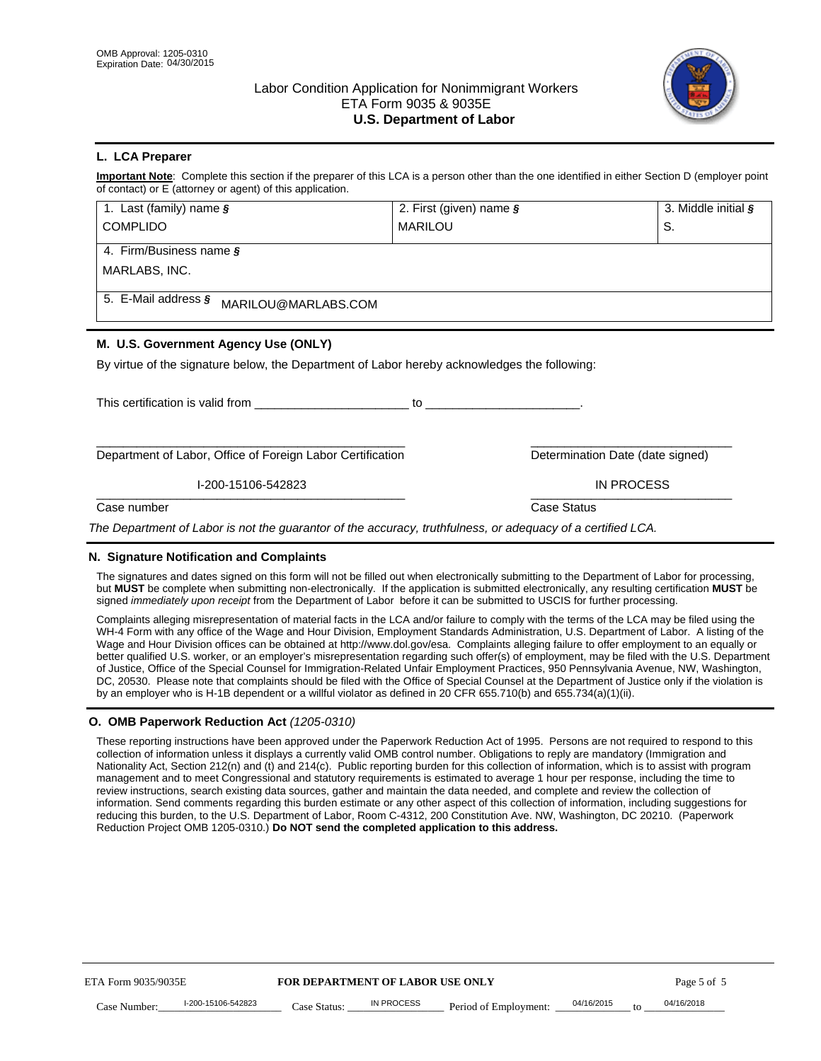OMB Approval: 1205-0310
Expiration Date: 04/30/2015

# Labor Condition Application for Nonimmigrant Workers
ETA Form 9035 & 9035E
**U.S. Department of Labor**

## L. LCA Preparer

**Important Note**: Complete this section if the preparer of this LCA is a person other than the one identified in either Section D (employer point of contact) or E (attorney or agent) of this application.

| 1. Last (family) name § | 2. First (given) name § | 3. Middle initial § |
|---|---|---|
| COMPLIDO | MARILOU | S. |

4. Firm/Business name §
MARLABS, INC.

5. E-Mail address § MARILOU@MARLABS.COM

## M. U.S. Government Agency Use (ONLY)

By virtue of the signature below, the Department of Labor hereby acknowledges the following:

This certification is valid from ______________________ to ______________________.

Department of Labor, Office of Foreign Labor Certification

Determination Date (date signed)

I-200-15106-542823
Case number

IN PROCESS
Case Status

*The Department of Labor is not the guarantor of the accuracy, truthfulness, or adequacy of a certified LCA.*

## N. Signature Notification and Complaints

The signatures and dates signed on this form will not be filled out when electronically submitting to the Department of Labor for processing, but **MUST** be complete when submitting non-electronically. If the application is submitted electronically, any resulting certification **MUST** be signed *immediately upon receipt* from the Department of Labor before it can be submitted to USCIS for further processing.

Complaints alleging misrepresentation of material facts in the LCA and/or failure to comply with the terms of the LCA may be filed using the WH-4 Form with any office of the Wage and Hour Division, Employment Standards Administration, U.S. Department of Labor. A listing of the Wage and Hour Division offices can be obtained at http://www.dol.gov/esa. Complaints alleging failure to offer employment to an equally or better qualified U.S. worker, or an employer's misrepresentation regarding such offer(s) of employment, may be filed with the U.S. Department of Justice, Office of the Special Counsel for Immigration-Related Unfair Employment Practices, 950 Pennsylvania Avenue, NW, Washington, DC, 20530. Please note that complaints should be filed with the Office of Special Counsel at the Department of Justice only if the violation is by an employer who is H-1B dependent or a willful violator as defined in 20 CFR 655.710(b) and 655.734(a)(1)(ii).

## O. OMB Paperwork Reduction Act *(1205-0310)*

These reporting instructions have been approved under the Paperwork Reduction Act of 1995. Persons are not required to respond to this collection of information unless it displays a currently valid OMB control number. Obligations to reply are mandatory (Immigration and Nationality Act, Section 212(n) and (t) and 214(c). Public reporting burden for this collection of information, which is to assist with program management and to meet Congressional and statutory requirements is estimated to average 1 hour per response, including the time to review instructions, search existing data sources, gather and maintain the data needed, and complete and review the collection of information. Send comments regarding this burden estimate or any other aspect of this collection of information, including suggestions for reducing this burden, to the U.S. Department of Labor, Room C-4312, 200 Constitution Ave. NW, Washington, DC 20210. (Paperwork Reduction Project OMB 1205-0310.) **Do NOT send the completed application to this address.**

ETA Form 9035/9035E **FOR DEPARTMENT OF LABOR USE ONLY**

Case Number: I-200-15106-542823 Case Status: IN PROCESS Period of Employment: 04/16/2015 to 04/16/2018